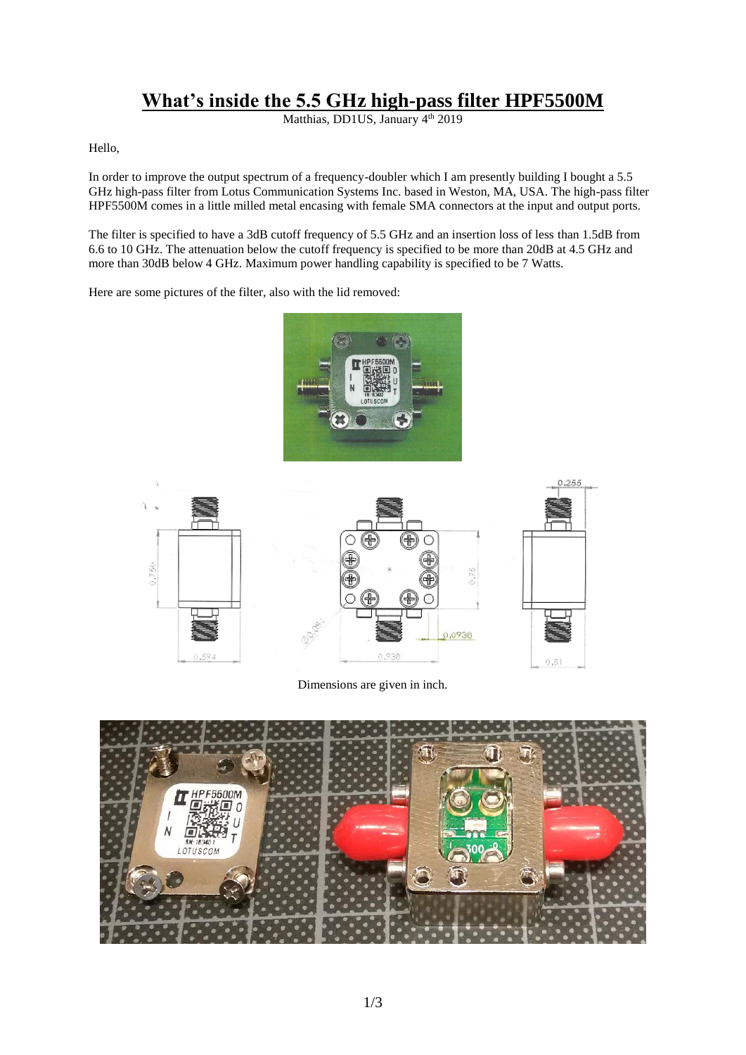# What's inside the 5.5 GHz high-pass filter HPF5500M

Matthias, DD1US, January 4th 2019

Hello,

In order to improve the output spectrum of a frequency-doubler which I am presently building I bought a 5.5 GHz high-pass filter from Lotus Communication Systems Inc. based in Weston, MA, USA. The high-pass filter HPF5500M comes in a little milled metal encasing with female SMA connectors at the input and output ports.

The filter is specified to have a 3dB cutoff frequency of 5.5 GHz and an insertion loss of less than 1.5dB from 6.6 to 10 GHz. The attenuation below the cutoff frequency is specified to be more than 20dB at 4.5 GHz and more than 30dB below 4 GHz. Maximum power handling capability is specified to be 7 Watts.

Here are some pictures of the filter, also with the lid removed:

Dimensions are given in inch.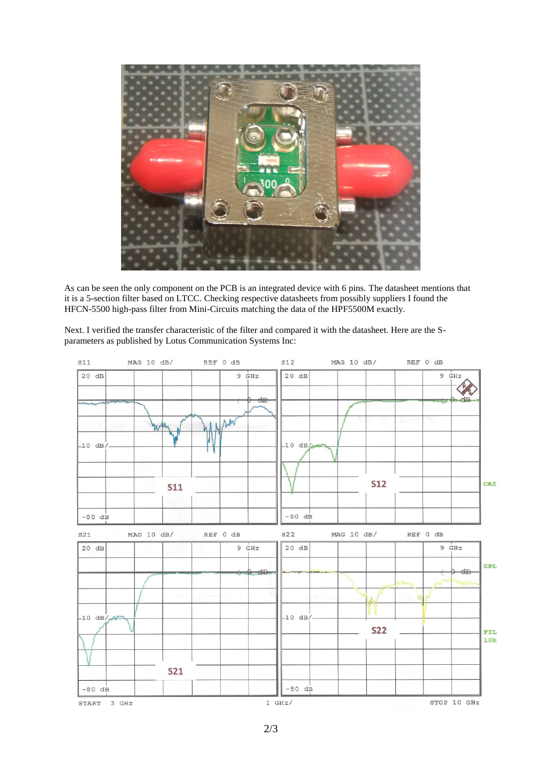As can be seen the only component on the PCB is an integrated device with 6 pins. The datasheet mentions that it is a 5-section filter based on LTCC. Checking respective datasheets from possibly suppliers I found the HFCN-5500 high-pass filter from Mini-Circuits matching the data of the HPF5500M exactly.

Next. I verified the transfer characteristic of the filter and compared it with the datasheet. Here are the S-parameters as published by Lotus Communication Systems Inc: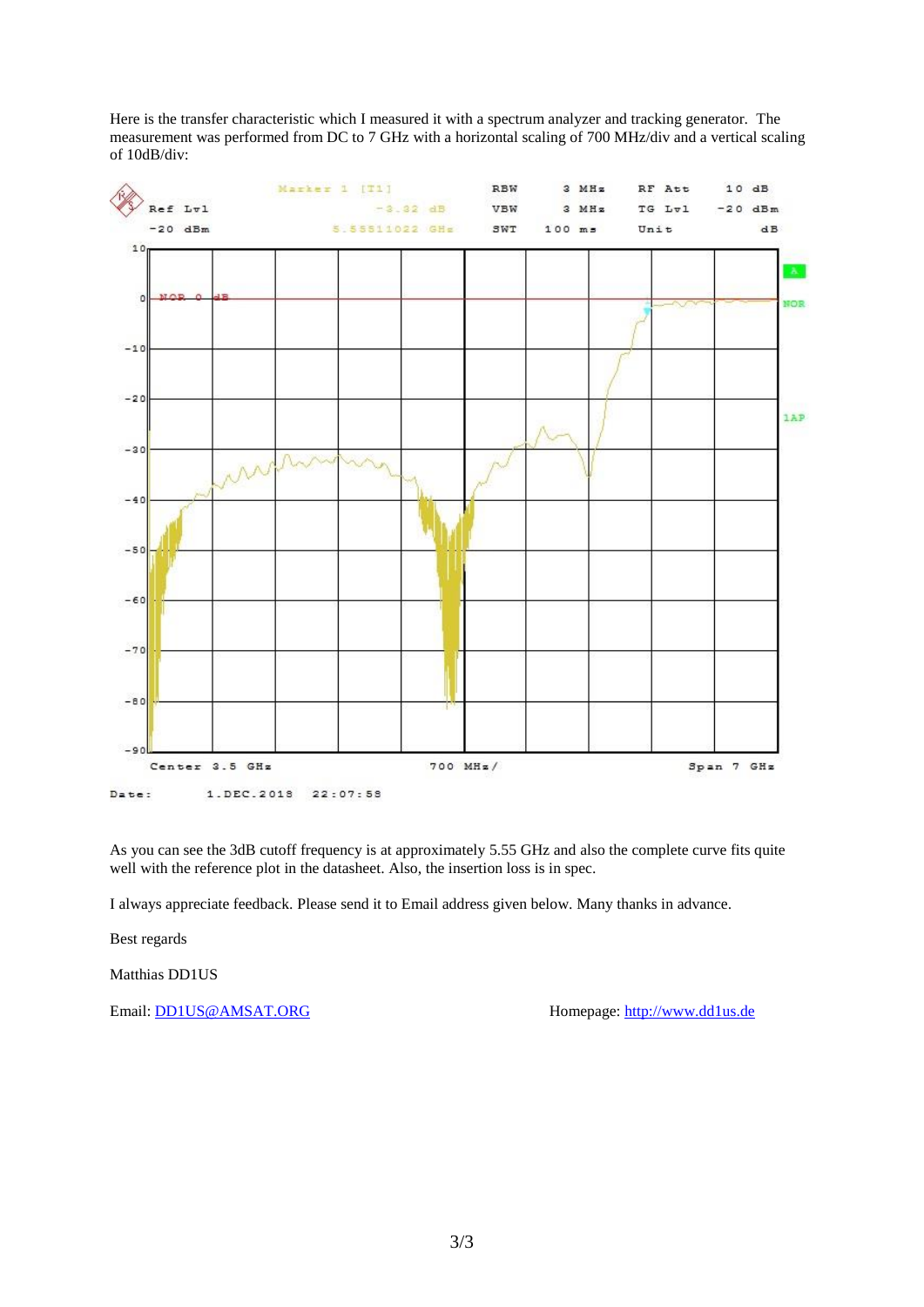Here is the transfer characteristic which I measured it with a spectrum analyzer and tracking generator. The measurement was performed from DC to 7 GHz with a horizontal scaling of 700 MHz/div and a vertical scaling of 10dB/div:

Marker 1 [T1]
Ref Lvl
-3.32 dB
-20 dBm
5.55511022 GHz
RBW 3 MHz
VBW 3 MHz
SWT 100 ms
RF Att 10 dB
TG Lvl -20 dBm
Unit dB
10
0
-10
-20
-30
-40
-50
-60
-70
-80
-90
NOR 0 dB
A
NOR
1AP
Center 3.5 GHz
700 MHz/
Span 7 GHz
Date: 1.DEC.2018 22:07:58

As you can see the 3dB cutoff frequency is at approximately 5.55 GHz and also the complete curve fits quite well with the reference plot in the datasheet. Also, the insertion loss is in spec.

I always appreciate feedback. Please send it to Email address given below. Many thanks in advance.

Best regards

Matthias DD1US

Email: DD1US@AMSAT.ORG

Homepage: http://www.dd1us.de